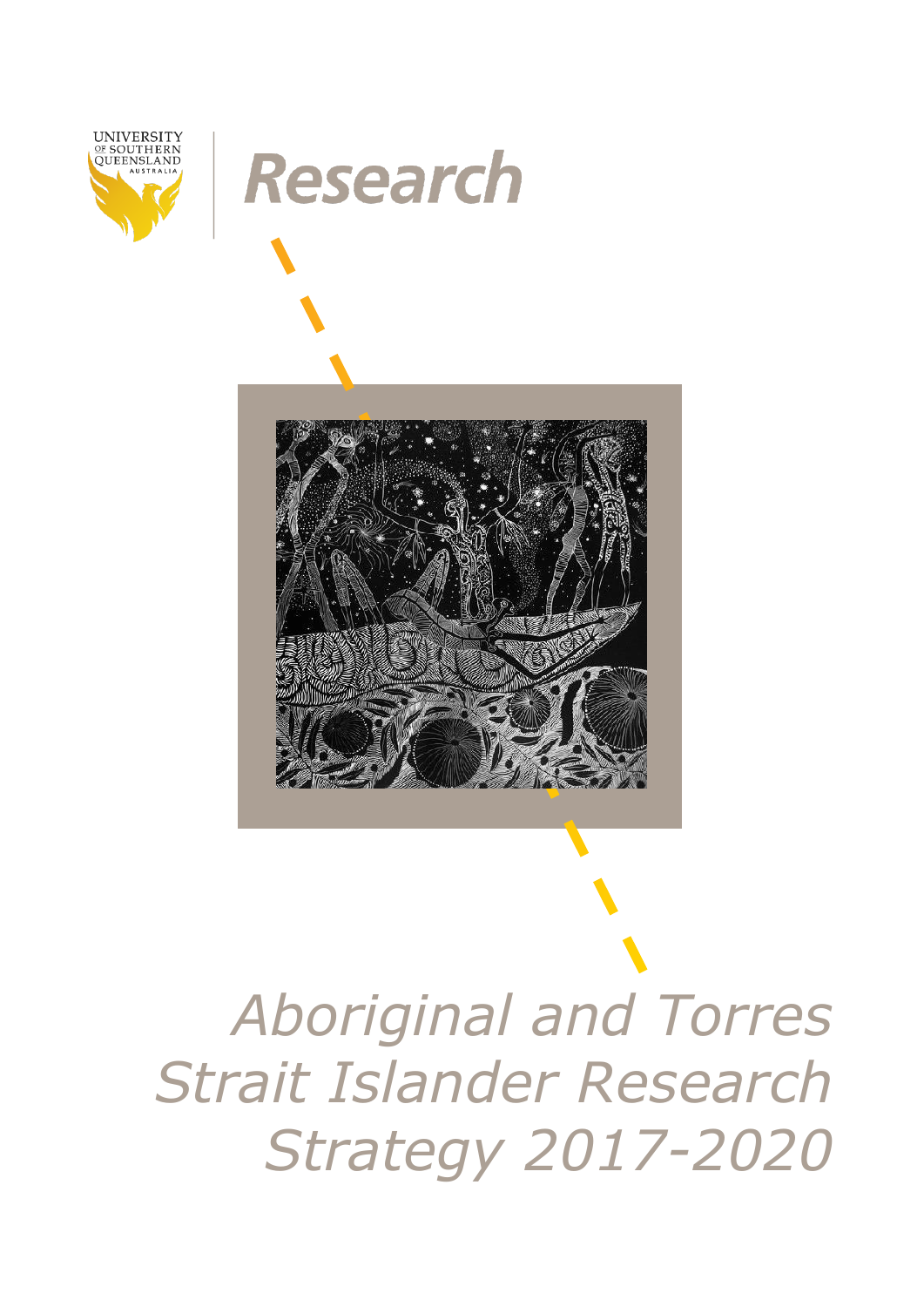UNIVERSITY OF SOUTHERN QUEENSLAND AUSTRALIA

# Research

# *Aboriginal and Torres Strait Islander Research Strategy 2017-2020*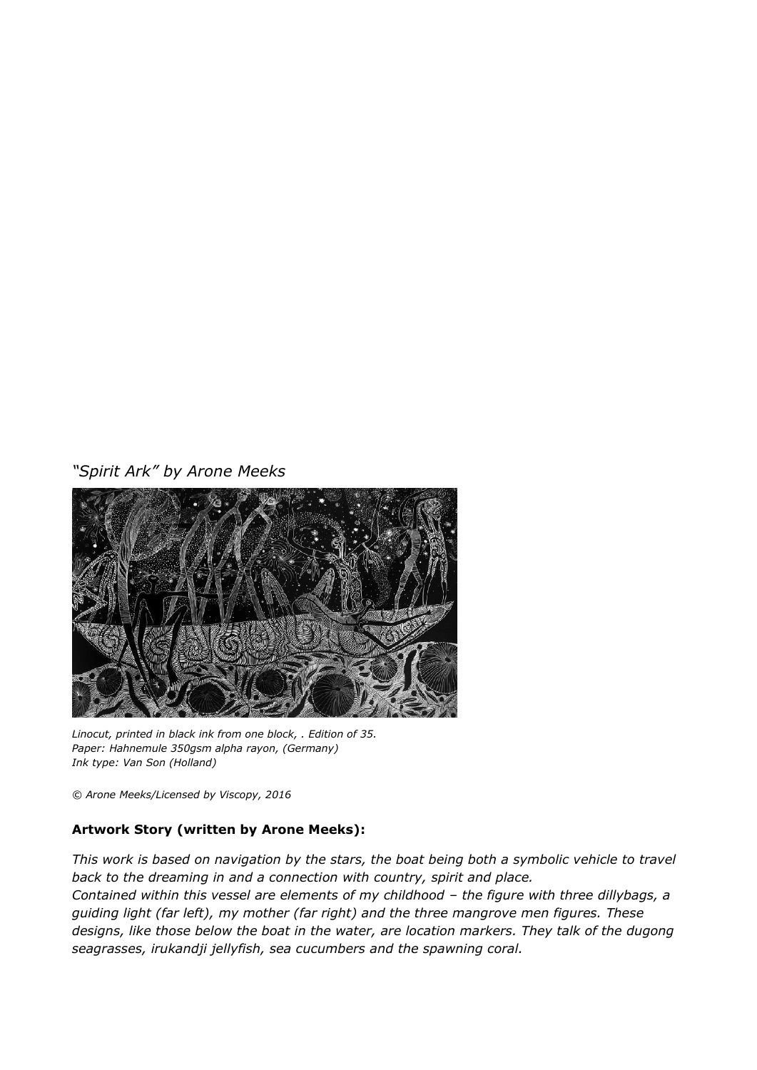*"Spirit Ark" by Arone Meeks*

*Linocut, printed in black ink from one block, . Edition of 35.*
*Paper: Hahnemule 350gsm alpha rayon, (Germany)*
*Ink type: Van Son (Holland)*

*© Arone Meeks/Licensed by Viscopy, 2016*

**Artwork Story (written by Arone Meeks):**

*This work is based on navigation by the stars, the boat being both a symbolic vehicle to travel back to the dreaming in and a connection with country, spirit and place.*
*Contained within this vessel are elements of my childhood – the figure with three dillybags, a guiding light (far left), my mother (far right) and the three mangrove men figures. These designs, like those below the boat in the water, are location markers. They talk of the dugong seagrasses, irukandji jellyfish, sea cucumbers and the spawning coral.*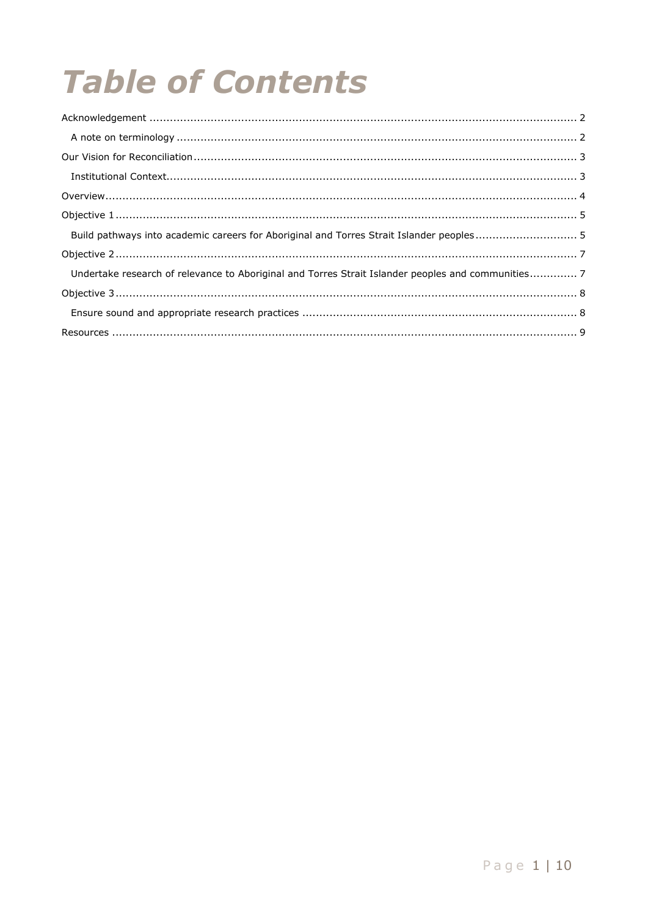# Table of Contents

Acknowledgement ............................................................................................................................. 2

  A note on terminology ..................................................................................................................... 2

Our Vision for Reconciliation ................................................................................................................ 3

  Institutional Context......................................................................................................................... 3

Overview.......................................................................................................................................... 4

Objective 1 ....................................................................................................................................... 5

  Build pathways into academic careers for Aboriginal and Torres Strait Islander peoples .............................. 5

Objective 2 ....................................................................................................................................... 7

  Undertake research of relevance to Aboriginal and Torres Strait Islander peoples and communities.............. 7

Objective 3 ....................................................................................................................................... 8

  Ensure sound and appropriate research practices ................................................................................. 8

Resources ........................................................................................................................................ 9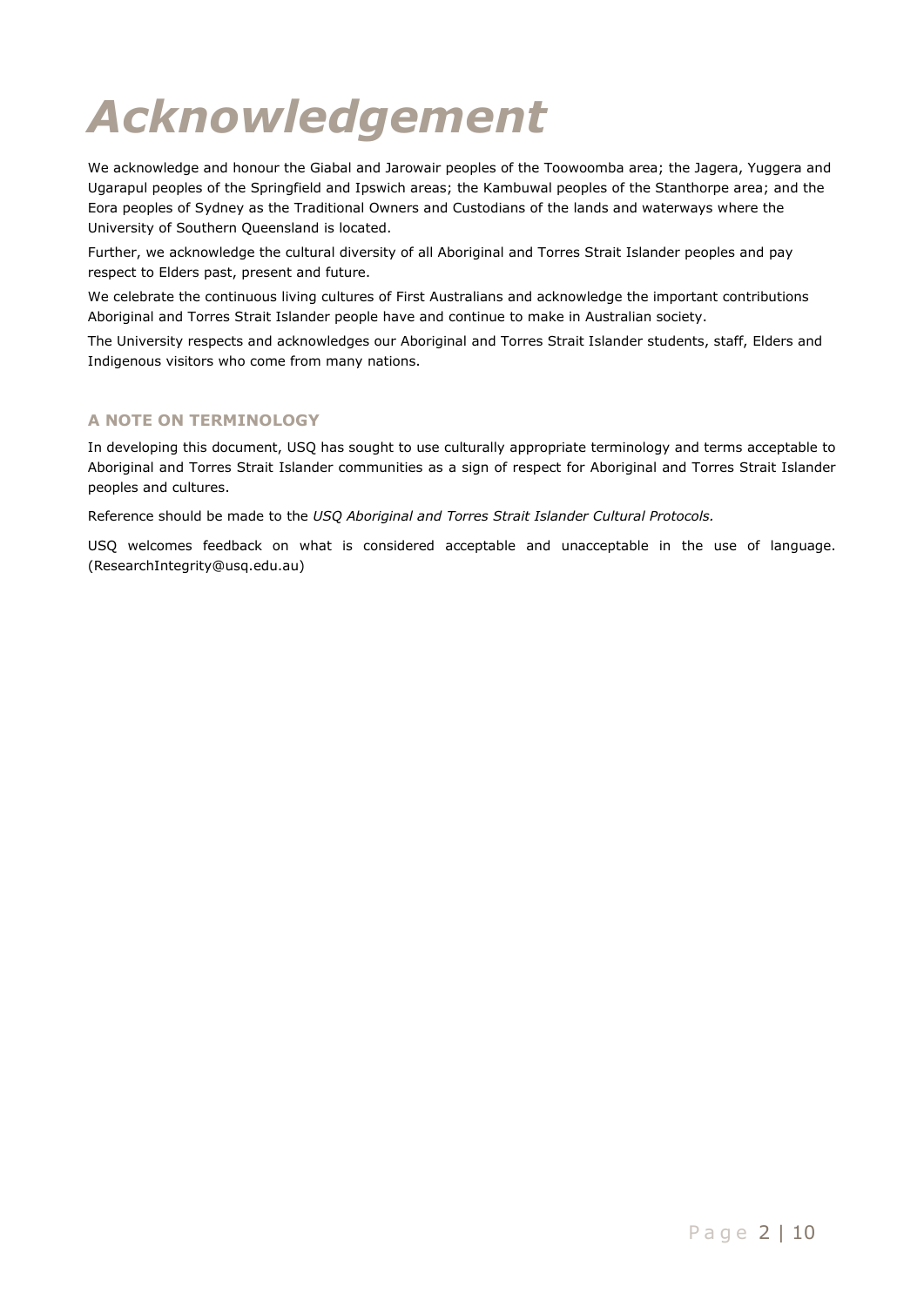# *Acknowledgement*

We acknowledge and honour the Giabal and Jarowair peoples of the Toowoomba area; the Jagera, Yuggera and Ugarapul peoples of the Springfield and Ipswich areas; the Kambuwal peoples of the Stanthorpe area; and the Eora peoples of Sydney as the Traditional Owners and Custodians of the lands and waterways where the University of Southern Queensland is located.

Further, we acknowledge the cultural diversity of all Aboriginal and Torres Strait Islander peoples and pay respect to Elders past, present and future.

We celebrate the continuous living cultures of First Australians and acknowledge the important contributions Aboriginal and Torres Strait Islander people have and continue to make in Australian society.

The University respects and acknowledges our Aboriginal and Torres Strait Islander students, staff, Elders and Indigenous visitors who come from many nations.

## A NOTE ON TERMINOLOGY

In developing this document, USQ has sought to use culturally appropriate terminology and terms acceptable to Aboriginal and Torres Strait Islander communities as a sign of respect for Aboriginal and Torres Strait Islander peoples and cultures.

Reference should be made to the *USQ Aboriginal and Torres Strait Islander Cultural Protocols.*

USQ welcomes feedback on what is considered acceptable and unacceptable in the use of language. (ResearchIntegrity@usq.edu.au)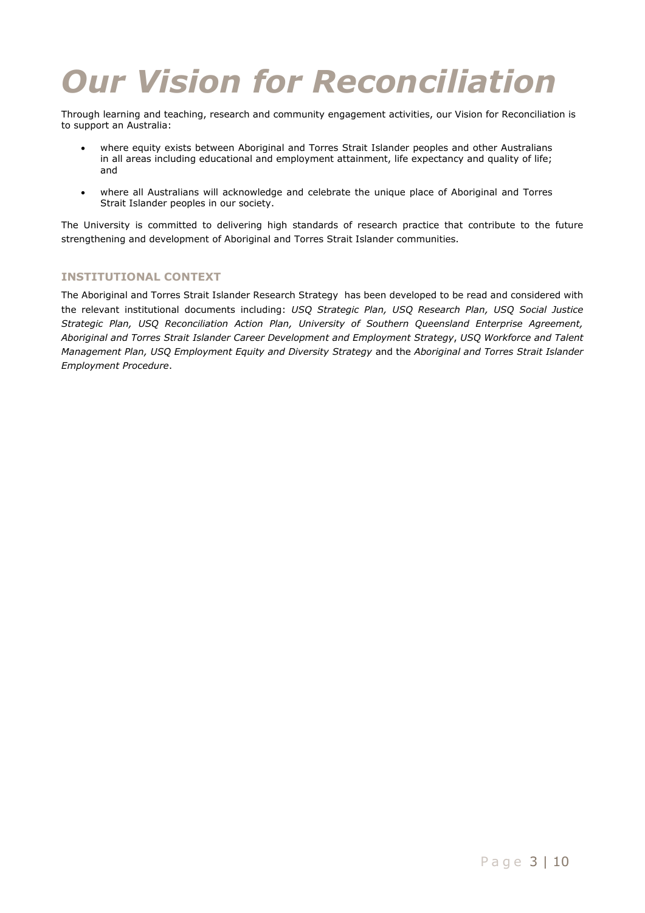# *Our Vision for Reconciliation*

Through learning and teaching, research and community engagement activities, our Vision for Reconciliation is to support an Australia:

- where equity exists between Aboriginal and Torres Strait Islander peoples and other Australians in all areas including educational and employment attainment, life expectancy and quality of life; and
- where all Australians will acknowledge and celebrate the unique place of Aboriginal and Torres Strait Islander peoples in our society.

The University is committed to delivering high standards of research practice that contribute to the future strengthening and development of Aboriginal and Torres Strait Islander communities.

### INSTITUTIONAL CONTEXT

The Aboriginal and Torres Strait Islander Research Strategy has been developed to be read and considered with the relevant institutional documents including: *USQ Strategic Plan, USQ Research Plan, USQ Social Justice Strategic Plan, USQ Reconciliation Action Plan, University of Southern Queensland Enterprise Agreement, Aboriginal and Torres Strait Islander Career Development and Employment Strategy*, *USQ Workforce and Talent Management Plan, USQ Employment Equity and Diversity Strategy* and the *Aboriginal and Torres Strait Islander Employment Procedure*.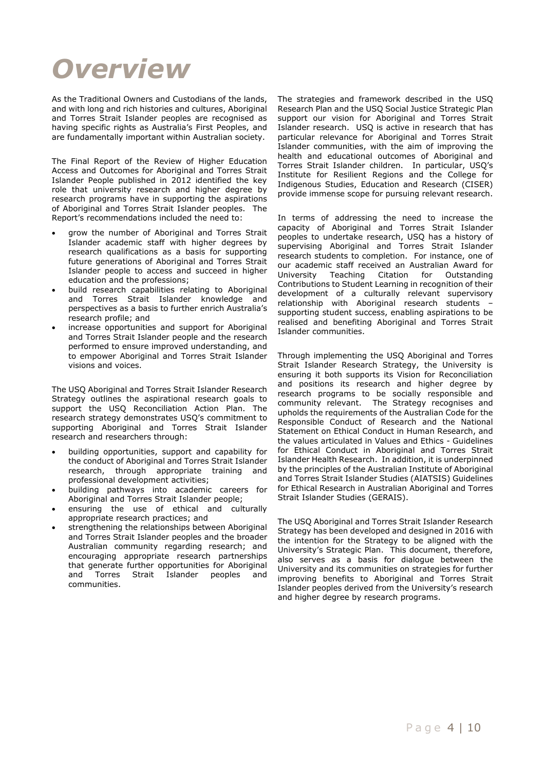# *Overview*

As the Traditional Owners and Custodians of the lands, and with long and rich histories and cultures, Aboriginal and Torres Strait Islander peoples are recognised as having specific rights as Australia's First Peoples, and are fundamentally important within Australian society.

The Final Report of the Review of Higher Education Access and Outcomes for Aboriginal and Torres Strait Islander People published in 2012 identified the key role that university research and higher degree by research programs have in supporting the aspirations of Aboriginal and Torres Strait Islander peoples. The Report's recommendations included the need to:

- grow the number of Aboriginal and Torres Strait Islander academic staff with higher degrees by research qualifications as a basis for supporting future generations of Aboriginal and Torres Strait Islander people to access and succeed in higher education and the professions;
- build research capabilities relating to Aboriginal and Torres Strait Islander knowledge and perspectives as a basis to further enrich Australia's research profile; and
- increase opportunities and support for Aboriginal and Torres Strait Islander people and the research performed to ensure improved understanding, and to empower Aboriginal and Torres Strait Islander visions and voices.

The USQ Aboriginal and Torres Strait Islander Research Strategy outlines the aspirational research goals to support the USQ Reconciliation Action Plan. The research strategy demonstrates USQ's commitment to supporting Aboriginal and Torres Strait Islander research and researchers through:

- building opportunities, support and capability for the conduct of Aboriginal and Torres Strait Islander research, through appropriate training and professional development activities;
- building pathways into academic careers for Aboriginal and Torres Strait Islander people;
- ensuring the use of ethical and culturally appropriate research practices; and
- strengthening the relationships between Aboriginal and Torres Strait Islander peoples and the broader Australian community regarding research; and encouraging appropriate research partnerships that generate further opportunities for Aboriginal and Torres Strait Islander peoples and communities.

The strategies and framework described in the USQ Research Plan and the USQ Social Justice Strategic Plan support our vision for Aboriginal and Torres Strait Islander research. USQ is active in research that has particular relevance for Aboriginal and Torres Strait Islander communities, with the aim of improving the health and educational outcomes of Aboriginal and Torres Strait Islander children. In particular, USQ's Institute for Resilient Regions and the College for Indigenous Studies, Education and Research (CISER) provide immense scope for pursuing relevant research.

In terms of addressing the need to increase the capacity of Aboriginal and Torres Strait Islander peoples to undertake research, USQ has a history of supervising Aboriginal and Torres Strait Islander research students to completion. For instance, one of our academic staff received an Australian Award for University Teaching Citation for Outstanding Contributions to Student Learning in recognition of their development of a culturally relevant supervisory relationship with Aboriginal research students – supporting student success, enabling aspirations to be realised and benefiting Aboriginal and Torres Strait Islander communities.

Through implementing the USQ Aboriginal and Torres Strait Islander Research Strategy, the University is ensuring it both supports its Vision for Reconciliation and positions its research and higher degree by research programs to be socially responsible and community relevant. The Strategy recognises and upholds the requirements of the Australian Code for the Responsible Conduct of Research and the National Statement on Ethical Conduct in Human Research, and the values articulated in Values and Ethics - Guidelines for Ethical Conduct in Aboriginal and Torres Strait Islander Health Research. In addition, it is underpinned by the principles of the Australian Institute of Aboriginal and Torres Strait Islander Studies (AIATSIS) Guidelines for Ethical Research in Australian Aboriginal and Torres Strait Islander Studies (GERAIS).

The USQ Aboriginal and Torres Strait Islander Research Strategy has been developed and designed in 2016 with the intention for the Strategy to be aligned with the University's Strategic Plan. This document, therefore, also serves as a basis for dialogue between the University and its communities on strategies for further improving benefits to Aboriginal and Torres Strait Islander peoples derived from the University's research and higher degree by research programs.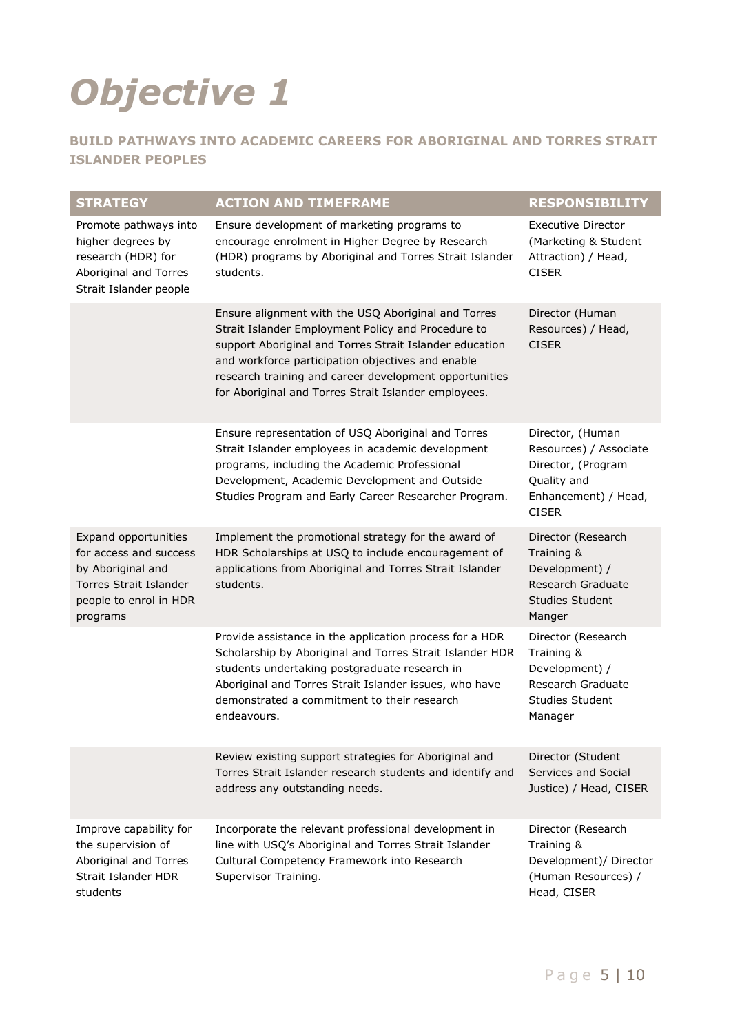# *Objective 1*

## BUILD PATHWAYS INTO ACADEMIC CAREERS FOR ABORIGINAL AND TORRES STRAIT ISLANDER PEOPLES

| STRATEGY | ACTION AND TIMEFRAME | RESPONSIBILITY |
|---|---|---|
| Promote pathways into higher degrees by research (HDR) for Aboriginal and Torres Strait Islander people | Ensure development of marketing programs to encourage enrolment in Higher Degree by Research (HDR) programs by Aboriginal and Torres Strait Islander students. | Executive Director (Marketing & Student Attraction) / Head, CISER |
| | Ensure alignment with the USQ Aboriginal and Torres Strait Islander Employment Policy and Procedure to support Aboriginal and Torres Strait Islander education and workforce participation objectives and enable research training and career development opportunities for Aboriginal and Torres Strait Islander employees. | Director (Human Resources) / Head, CISER |
| | Ensure representation of USQ Aboriginal and Torres Strait Islander employees in academic development programs, including the Academic Professional Development, Academic Development and Outside Studies Program and Early Career Researcher Program. | Director, (Human Resources) / Associate Director, (Program Quality and Enhancement) / Head, CISER |
| Expand opportunities for access and success by Aboriginal and Torres Strait Islander people to enrol in HDR programs | Implement the promotional strategy for the award of HDR Scholarships at USQ to include encouragement of applications from Aboriginal and Torres Strait Islander students. | Director (Research Training & Development) / Research Graduate Studies Student Manger |
| | Provide assistance in the application process for a HDR Scholarship by Aboriginal and Torres Strait Islander HDR students undertaking postgraduate research in Aboriginal and Torres Strait Islander issues, who have demonstrated a commitment to their research endeavours. | Director (Research Training & Development) / Research Graduate Studies Student Manager |
| | Review existing support strategies for Aboriginal and Torres Strait Islander research students and identify and address any outstanding needs. | Director (Student Services and Social Justice) / Head, CISER |
| Improve capability for the supervision of Aboriginal and Torres Strait Islander HDR students | Incorporate the relevant professional development in line with USQ's Aboriginal and Torres Strait Islander Cultural Competency Framework into Research Supervisor Training. | Director (Research Training & Development)/ Director (Human Resources) / Head, CISER |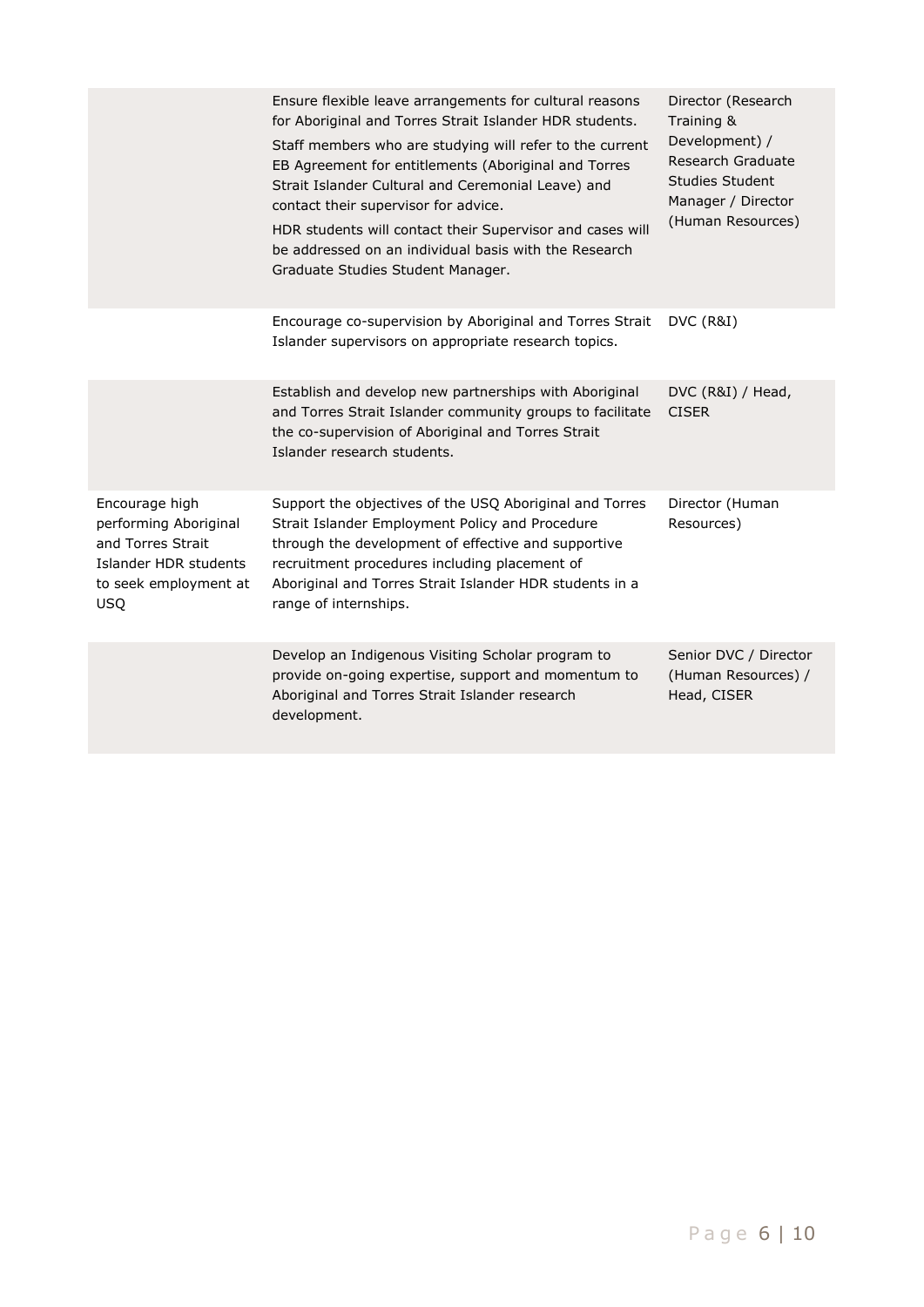| | | |
|---|---|---|
| | Ensure flexible leave arrangements for cultural reasons for Aboriginal and Torres Strait Islander HDR students.<br>Staff members who are studying will refer to the current EB Agreement for entitlements (Aboriginal and Torres Strait Islander Cultural and Ceremonial Leave) and contact their supervisor for advice.<br>HDR students will contact their Supervisor and cases will be addressed on an individual basis with the Research Graduate Studies Student Manager. | Director (Research Training & Development) / Research Graduate Studies Student Manager / Director (Human Resources) |
| | Encourage co-supervision by Aboriginal and Torres Strait Islander supervisors on appropriate research topics. | DVC (R&I) |
| | Establish and develop new partnerships with Aboriginal and Torres Strait Islander community groups to facilitate the co-supervision of Aboriginal and Torres Strait Islander research students. | DVC (R&I) / Head, CISER |
| Encourage high performing Aboriginal and Torres Strait Islander HDR students to seek employment at USQ | Support the objectives of the USQ Aboriginal and Torres Strait Islander Employment Policy and Procedure through the development of effective and supportive recruitment procedures including placement of Aboriginal and Torres Strait Islander HDR students in a range of internships. | Director (Human Resources) |
| | Develop an Indigenous Visiting Scholar program to provide on-going expertise, support and momentum to Aboriginal and Torres Strait Islander research development. | Senior DVC / Director (Human Resources) / Head, CISER |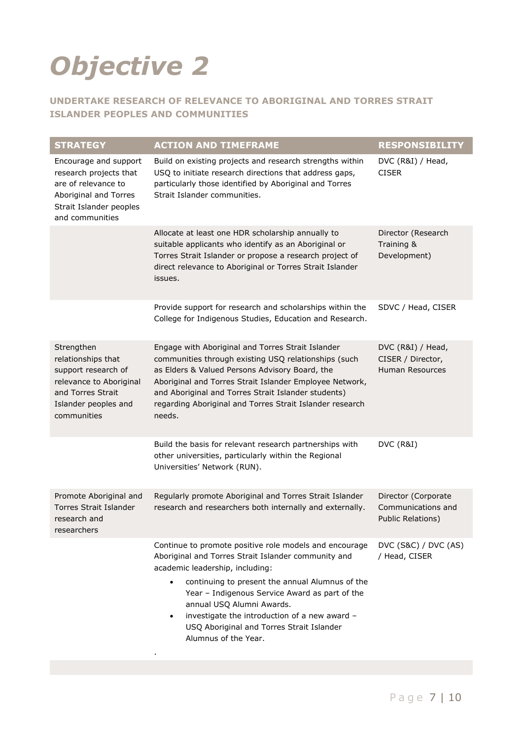# Objective 2

### UNDERTAKE RESEARCH OF RELEVANCE TO ABORIGINAL AND TORRES STRAIT ISLANDER PEOPLES AND COMMUNITIES

| STRATEGY | ACTION AND TIMEFRAME | RESPONSIBILITY |
|---|---|---|
| Encourage and support research projects that are of relevance to Aboriginal and Torres Strait Islander peoples and communities | Build on existing projects and research strengths within USQ to initiate research directions that address gaps, particularly those identified by Aboriginal and Torres Strait Islander communities. | DVC (R&I) / Head, CISER |
| | Allocate at least one HDR scholarship annually to suitable applicants who identify as an Aboriginal or Torres Strait Islander or propose a research project of direct relevance to Aboriginal or Torres Strait Islander issues. | Director (Research Training & Development) |
| | Provide support for research and scholarships within the College for Indigenous Studies, Education and Research. | SDVC / Head, CISER |
| Strengthen relationships that support research of relevance to Aboriginal and Torres Strait Islander peoples and communities | Engage with Aboriginal and Torres Strait Islander communities through existing USQ relationships (such as Elders & Valued Persons Advisory Board, the Aboriginal and Torres Strait Islander Employee Network, and Aboriginal and Torres Strait Islander students) regarding Aboriginal and Torres Strait Islander research needs. | DVC (R&I) / Head, CISER / Director, Human Resources |
| | Build the basis for relevant research partnerships with other universities, particularly within the Regional Universities' Network (RUN). | DVC (R&I) |
| Promote Aboriginal and Torres Strait Islander research and researchers | Regularly promote Aboriginal and Torres Strait Islander research and researchers both internally and externally. | Director (Corporate Communications and Public Relations) |
| | Continue to promote positive role models and encourage Aboriginal and Torres Strait Islander community and academic leadership, including:<br>• continuing to present the annual Alumnus of the Year – Indigenous Service Award as part of the annual USQ Alumni Awards.<br>• investigate the introduction of a new award – USQ Aboriginal and Torres Strait Islander Alumnus of the Year.<br>. | DVC (S&C) / DVC (AS) / Head, CISER |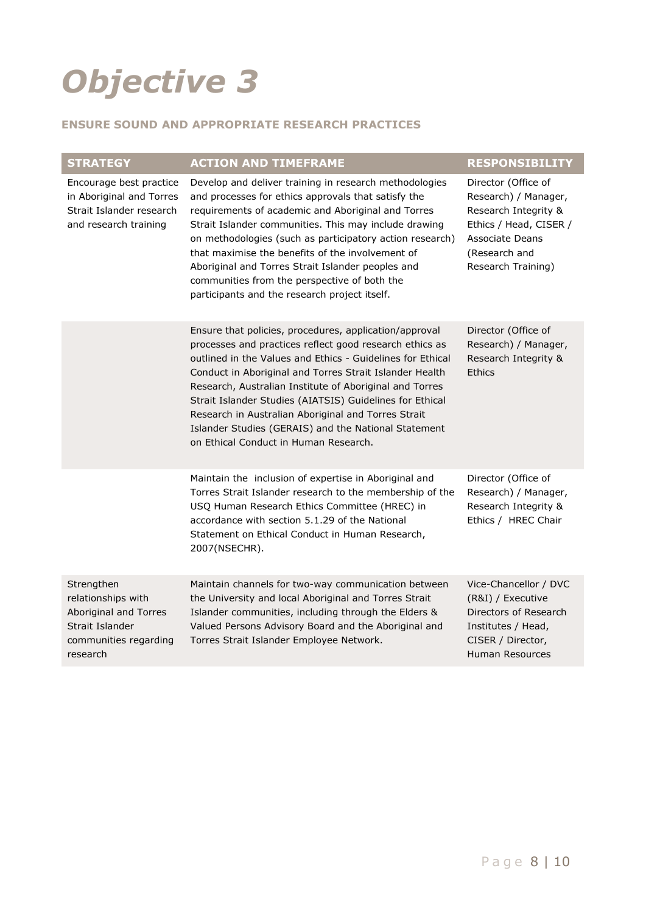# *Objective 3*

## ENSURE SOUND AND APPROPRIATE RESEARCH PRACTICES

| STRATEGY | ACTION AND TIMEFRAME | RESPONSIBILITY |
| --- | --- | --- |
| Encourage best practice in Aboriginal and Torres Strait Islander research and research training | Develop and deliver training in research methodologies and processes for ethics approvals that satisfy the requirements of academic and Aboriginal and Torres Strait Islander communities. This may include drawing on methodologies (such as participatory action research) that maximise the benefits of the involvement of Aboriginal and Torres Strait Islander peoples and communities from the perspective of both the participants and the research project itself. | Director (Office of Research) / Manager, Research Integrity & Ethics / Head, CISER / Associate Deans (Research and Research Training) |
| | Ensure that policies, procedures, application/approval processes and practices reflect good research ethics as outlined in the Values and Ethics - Guidelines for Ethical Conduct in Aboriginal and Torres Strait Islander Health Research, Australian Institute of Aboriginal and Torres Strait Islander Studies (AIATSIS) Guidelines for Ethical Research in Australian Aboriginal and Torres Strait Islander Studies (GERAIS) and the National Statement on Ethical Conduct in Human Research. | Director (Office of Research) / Manager, Research Integrity & Ethics |
| | Maintain the inclusion of expertise in Aboriginal and Torres Strait Islander research to the membership of the USQ Human Research Ethics Committee (HREC) in accordance with section 5.1.29 of the National Statement on Ethical Conduct in Human Research, 2007(NSECHR). | Director (Office of Research) / Manager, Research Integrity & Ethics / HREC Chair |
| Strengthen relationships with Aboriginal and Torres Strait Islander communities regarding research | Maintain channels for two-way communication between the University and local Aboriginal and Torres Strait Islander communities, including through the Elders & Valued Persons Advisory Board and the Aboriginal and Torres Strait Islander Employee Network. | Vice-Chancellor / DVC (R&I) / Executive Directors of Research Institutes / Head, CISER / Director, Human Resources |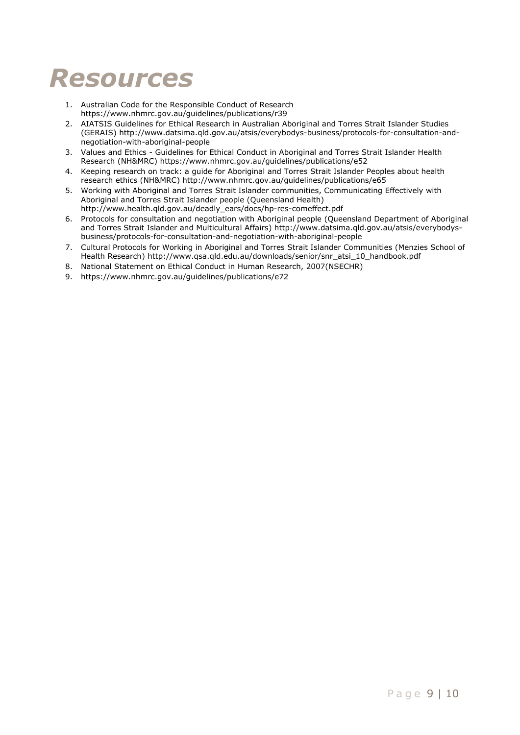# *Resources*

1. Australian Code for the Responsible Conduct of Research https://www.nhmrc.gov.au/guidelines/publications/r39
2. AIATSIS Guidelines for Ethical Research in Australian Aboriginal and Torres Strait Islander Studies (GERAIS) http://www.datsima.qld.gov.au/atsis/everybodys-business/protocols-for-consultation-and-negotiation-with-aboriginal-people
3. Values and Ethics - Guidelines for Ethical Conduct in Aboriginal and Torres Strait Islander Health Research (NH&MRC) https://www.nhmrc.gov.au/guidelines/publications/e52
4. Keeping research on track: a guide for Aboriginal and Torres Strait Islander Peoples about health research ethics (NH&MRC) http://www.nhmrc.gov.au/guidelines/publications/e65
5. Working with Aboriginal and Torres Strait Islander communities, Communicating Effectively with Aboriginal and Torres Strait Islander people (Queensland Health) http://www.health.qld.gov.au/deadly_ears/docs/hp-res-comeffect.pdf
6. Protocols for consultation and negotiation with Aboriginal people (Queensland Department of Aboriginal and Torres Strait Islander and Multicultural Affairs) http://www.datsima.qld.gov.au/atsis/everybodys-business/protocols-for-consultation-and-negotiation-with-aboriginal-people
7. Cultural Protocols for Working in Aboriginal and Torres Strait Islander Communities (Menzies School of Health Research) http://www.qsa.qld.edu.au/downloads/senior/snr_atsi_10_handbook.pdf
8. National Statement on Ethical Conduct in Human Research, 2007(NSECHR)
9. https://www.nhmrc.gov.au/guidelines/publications/e72